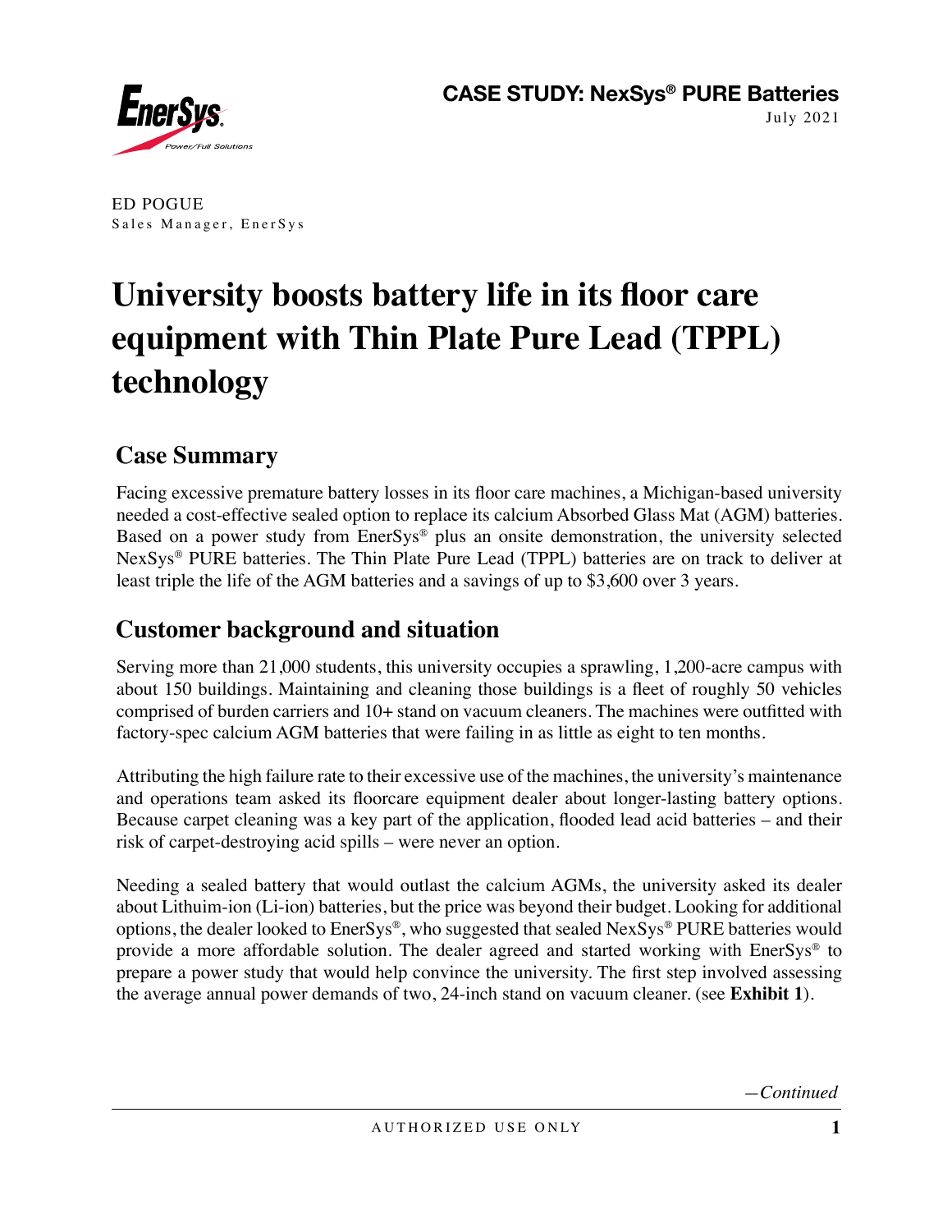**CASE STUDY: NexSys® PURE Batteries**
July 2021

ED POGUE
Sales Manager, EnerSys

# University boosts battery life in its floor care equipment with Thin Plate Pure Lead (TPPL) technology

## Case Summary

Facing excessive premature battery losses in its floor care machines, a Michigan-based university needed a cost-effective sealed option to replace its calcium Absorbed Glass Mat (AGM) batteries. Based on a power study from EnerSys® plus an onsite demonstration, the university selected NexSys® PURE batteries. The Thin Plate Pure Lead (TPPL) batteries are on track to deliver at least triple the life of the AGM batteries and a savings of up to $3,600 over 3 years.

## Customer background and situation

Serving more than 21,000 students, this university occupies a sprawling, 1,200-acre campus with about 150 buildings. Maintaining and cleaning those buildings is a fleet of roughly 50 vehicles comprised of burden carriers and 10+ stand on vacuum cleaners. The machines were outfitted with factory-spec calcium AGM batteries that were failing in as little as eight to ten months.

Attributing the high failure rate to their excessive use of the machines, the university's maintenance and operations team asked its floorcare equipment dealer about longer-lasting battery options. Because carpet cleaning was a key part of the application, flooded lead acid batteries – and their risk of carpet-destroying acid spills – were never an option.

Needing a sealed battery that would outlast the calcium AGMs, the university asked its dealer about Lithuim-ion (Li-ion) batteries, but the price was beyond their budget. Looking for additional options, the dealer looked to EnerSys®, who suggested that sealed NexSys® PURE batteries would provide a more affordable solution. The dealer agreed and started working with EnerSys® to prepare a power study that would help convince the university. The first step involved assessing the average annual power demands of two, 24-inch stand on vacuum cleaner. (see **Exhibit 1**).

*—Continued*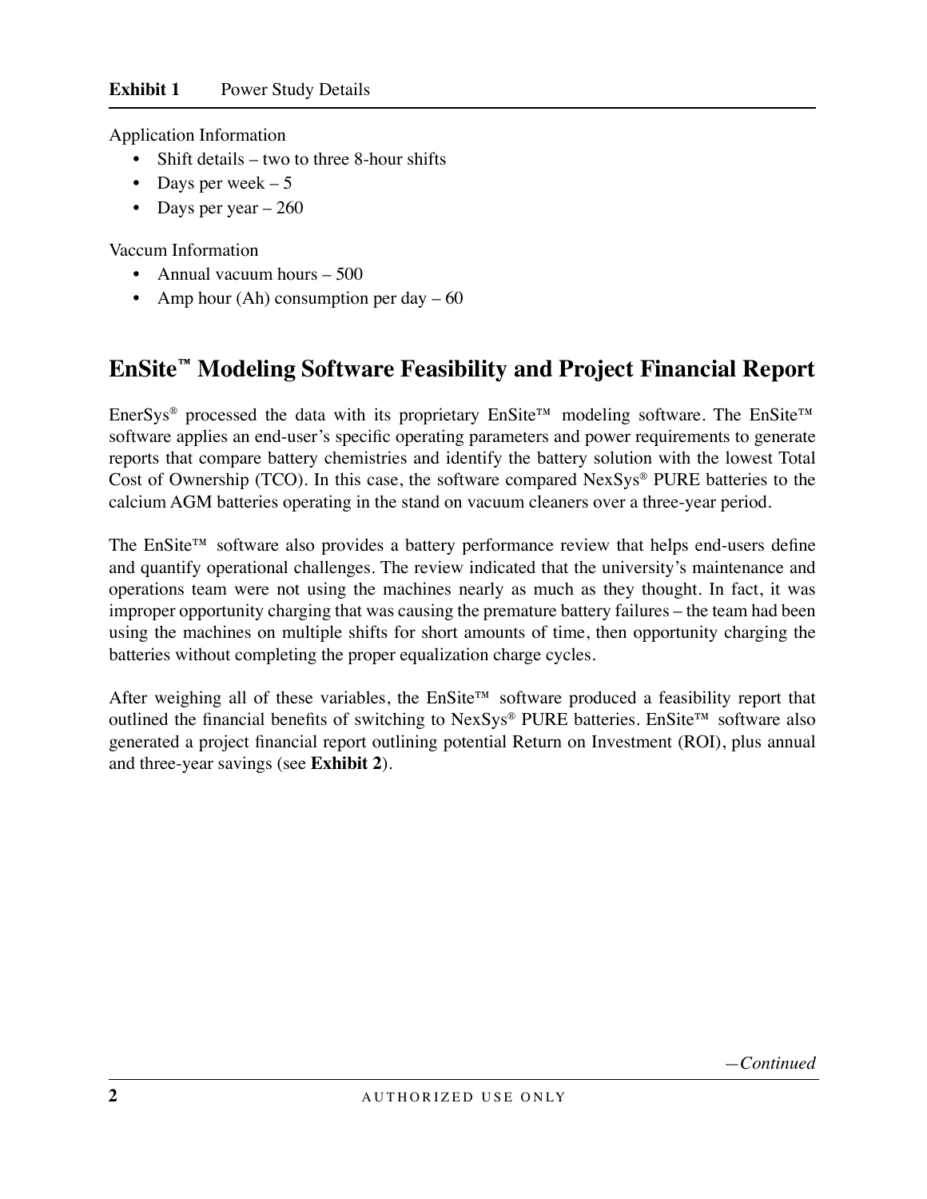**Exhibit 1** Power Study Details

Application Information

- Shift details – two to three 8-hour shifts
- Days per week – 5
- Days per year – 260

Vaccum Information

- Annual vacuum hours – 500
- Amp hour (Ah) consumption per day – 60

## EnSite™ Modeling Software Feasibility and Project Financial Report

EnerSys® processed the data with its proprietary EnSite™ modeling software. The EnSite™ software applies an end-user's specific operating parameters and power requirements to generate reports that compare battery chemistries and identify the battery solution with the lowest Total Cost of Ownership (TCO). In this case, the software compared NexSys® PURE batteries to the calcium AGM batteries operating in the stand on vacuum cleaners over a three-year period.

The EnSite™ software also provides a battery performance review that helps end-users define and quantify operational challenges. The review indicated that the university's maintenance and operations team were not using the machines nearly as much as they thought. In fact, it was improper opportunity charging that was causing the premature battery failures – the team had been using the machines on multiple shifts for short amounts of time, then opportunity charging the batteries without completing the proper equalization charge cycles.

After weighing all of these variables, the EnSite™ software produced a feasibility report that outlined the financial benefits of switching to NexSys® PURE batteries. EnSite™ software also generated a project financial report outlining potential Return on Investment (ROI), plus annual and three-year savings (see **Exhibit 2**).

*—Continued*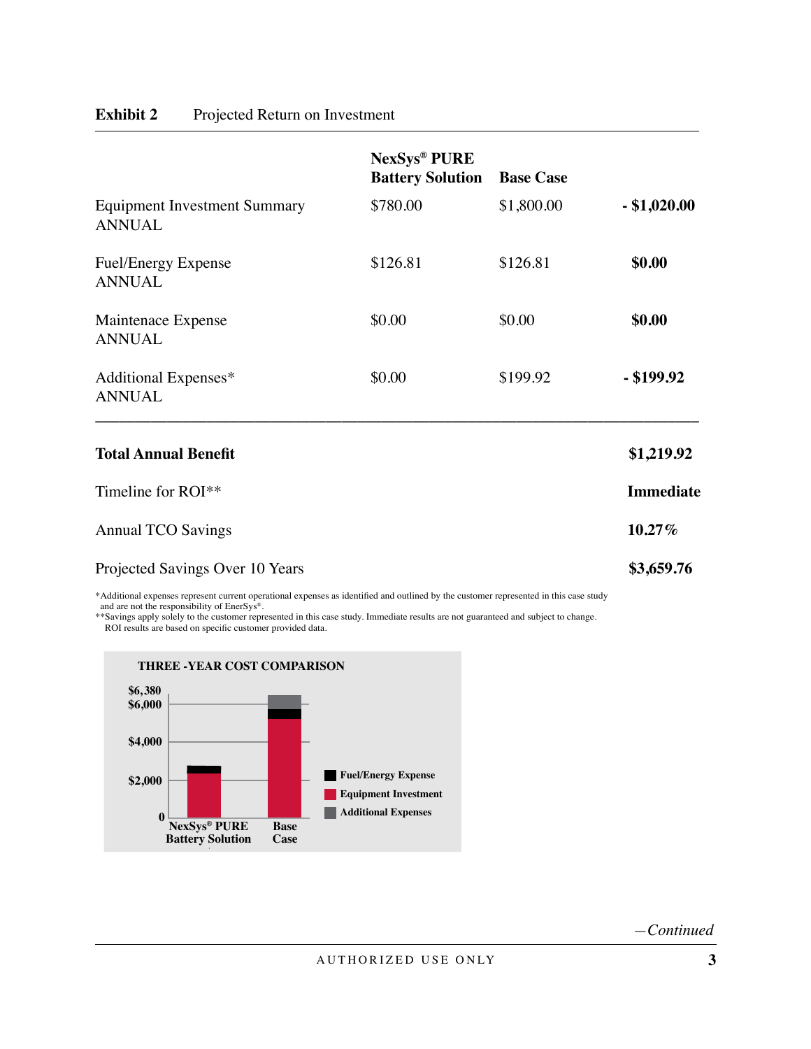**Exhibit 2** Projected Return on Investment

| | NexSys® PURE Battery Solution | Base Case | |
|---|---|---|---|
| Equipment Investment Summary ANNUAL | $780.00 | $1,800.00 | **- $1,020.00** |
| Fuel/Energy Expense ANNUAL | $126.81 | $126.81 | **$0.00** |
| Maintenace Expense ANNUAL | $0.00 | $0.00 | **$0.00** |
| Additional Expenses* ANNUAL | $0.00 | $199.92 | **- $199.92** |
| **Total Annual Benefit** | | | **$1,219.92** |
| Timeline for ROI** | | | **Immediate** |
| Annual TCO Savings | | | **10.27%** |
| Projected Savings Over 10 Years | | | **$3,659.76** |

*Additional expenses represent current operational expenses as identified and outlined by the customer represented in this case study and are not the responsibility of EnerSys®.
**Savings apply solely to the customer represented in this case study. Immediate results are not guaranteed and subject to change. ROI results are based on specific customer provided data.

THREE -YEAR COST COMPARISON

$6,380
$6,000
$4,000
$2,000
0

NexSys® PURE Battery Solution
Base Case

Fuel/Energy Expense
Equipment Investment
Additional Expenses

*—Continued*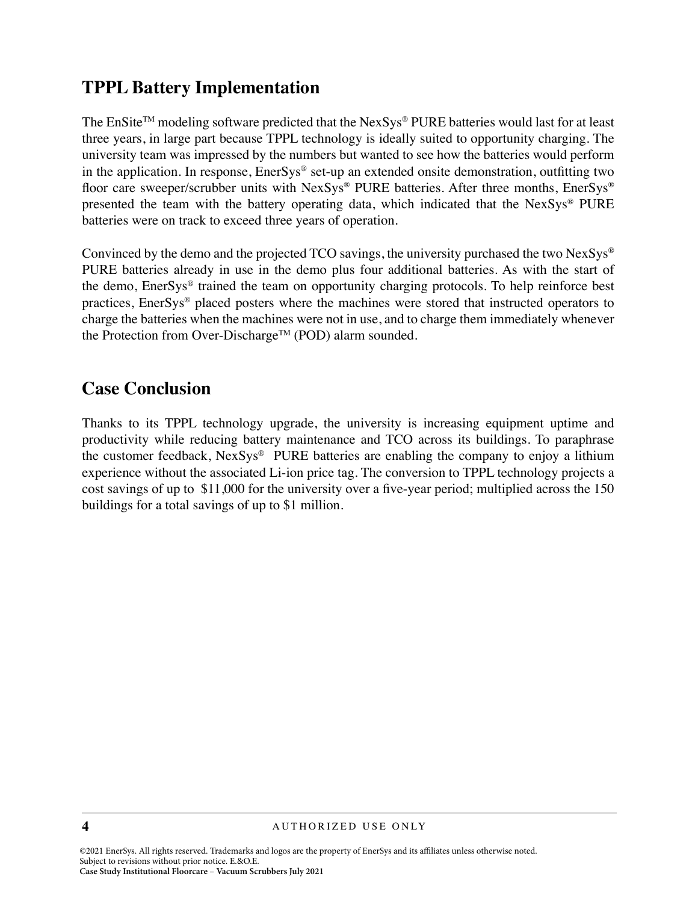## TPPL Battery Implementation

The EnSite™ modeling software predicted that the NexSys® PURE batteries would last for at least three years, in large part because TPPL technology is ideally suited to opportunity charging. The university team was impressed by the numbers but wanted to see how the batteries would perform in the application. In response, EnerSys® set-up an extended onsite demonstration, outfitting two floor care sweeper/scrubber units with NexSys® PURE batteries. After three months, EnerSys® presented the team with the battery operating data, which indicated that the NexSys® PURE batteries were on track to exceed three years of operation.

Convinced by the demo and the projected TCO savings, the university purchased the two NexSys® PURE batteries already in use in the demo plus four additional batteries. As with the start of the demo, EnerSys® trained the team on opportunity charging protocols. To help reinforce best practices, EnerSys® placed posters where the machines were stored that instructed operators to charge the batteries when the machines were not in use, and to charge them immediately whenever the Protection from Over-Discharge™ (POD) alarm sounded.

## Case Conclusion

Thanks to its TPPL technology upgrade, the university is increasing equipment uptime and productivity while reducing battery maintenance and TCO across its buildings. To paraphrase the customer feedback, NexSys® PURE batteries are enabling the company to enjoy a lithium experience without the associated Li-ion price tag. The conversion to TPPL technology projects a cost savings of up to $11,000 for the university over a five-year period; multiplied across the 150 buildings for a total savings of up to $1 million.

AUTHORIZED USE ONLY

©2021 EnerSys. All rights reserved. Trademarks and logos are the property of EnerSys and its affiliates unless otherwise noted.
Subject to revisions without prior notice. E.&O.E.
**Case Study Institutional Floorcare – Vacuum Scrubbers July 2021**